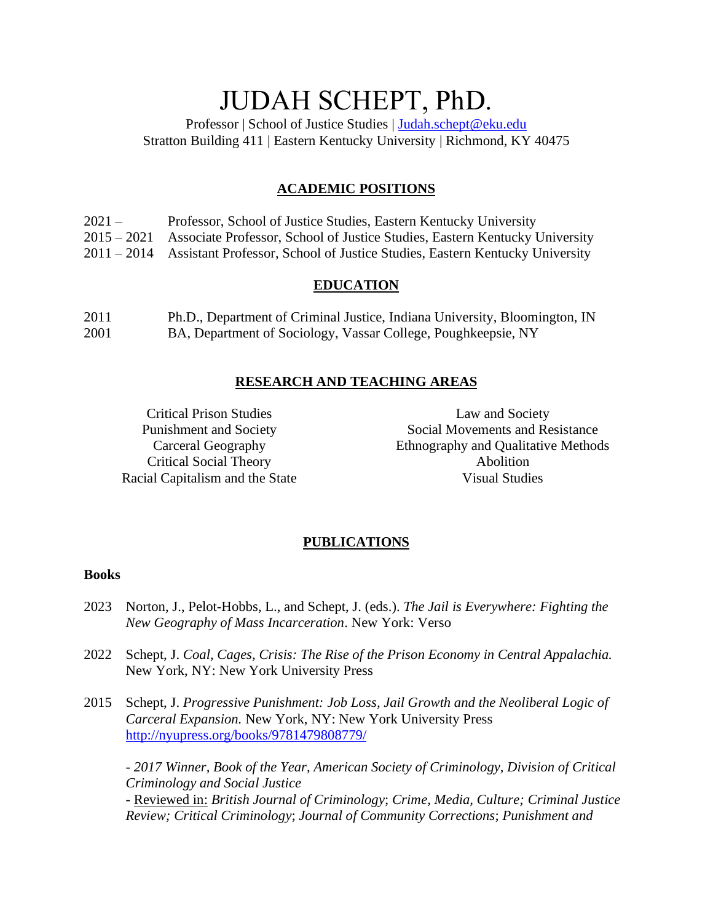# JUDAH SCHEPT, PhD.

Professor | School of Justice Studies | Judah.schept@eku.edu
Stratton Building 411 | Eastern Kentucky University | Richmond, KY 40475

## ACADEMIC POSITIONS

2021 – Professor, School of Justice Studies, Eastern Kentucky University
2015 – 2021 Associate Professor, School of Justice Studies, Eastern Kentucky University
2011 – 2014 Assistant Professor, School of Justice Studies, Eastern Kentucky University

## EDUCATION

2011 Ph.D., Department of Criminal Justice, Indiana University, Bloomington, IN
2001 BA, Department of Sociology, Vassar College, Poughkeepsie, NY

## RESEARCH AND TEACHING AREAS

Critical Prison Studies
Punishment and Society
Carceral Geography
Critical Social Theory
Racial Capitalism and the State
Law and Society
Social Movements and Resistance
Ethnography and Qualitative Methods
Abolition
Visual Studies

## PUBLICATIONS

### Books

2023 Norton, J., Pelot-Hobbs, L., and Schept, J. (eds.). *The Jail is Everywhere: Fighting the New Geography of Mass Incarceration*. New York: Verso

2022 Schept, J. *Coal, Cages, Crisis: The Rise of the Prison Economy in Central Appalachia.* New York, NY: New York University Press

2015 Schept, J. *Progressive Punishment: Job Loss, Jail Growth and the Neoliberal Logic of Carceral Expansion.* New York, NY: New York University Press
http://nyupress.org/books/9781479808779/

- *2017 Winner, Book of the Year, American Society of Criminology, Division of Critical Criminology and Social Justice*
- Reviewed in: *British Journal of Criminology*; *Crime, Media, Culture; Criminal Justice Review; Critical Criminology*; *Journal of Community Corrections*; *Punishment and*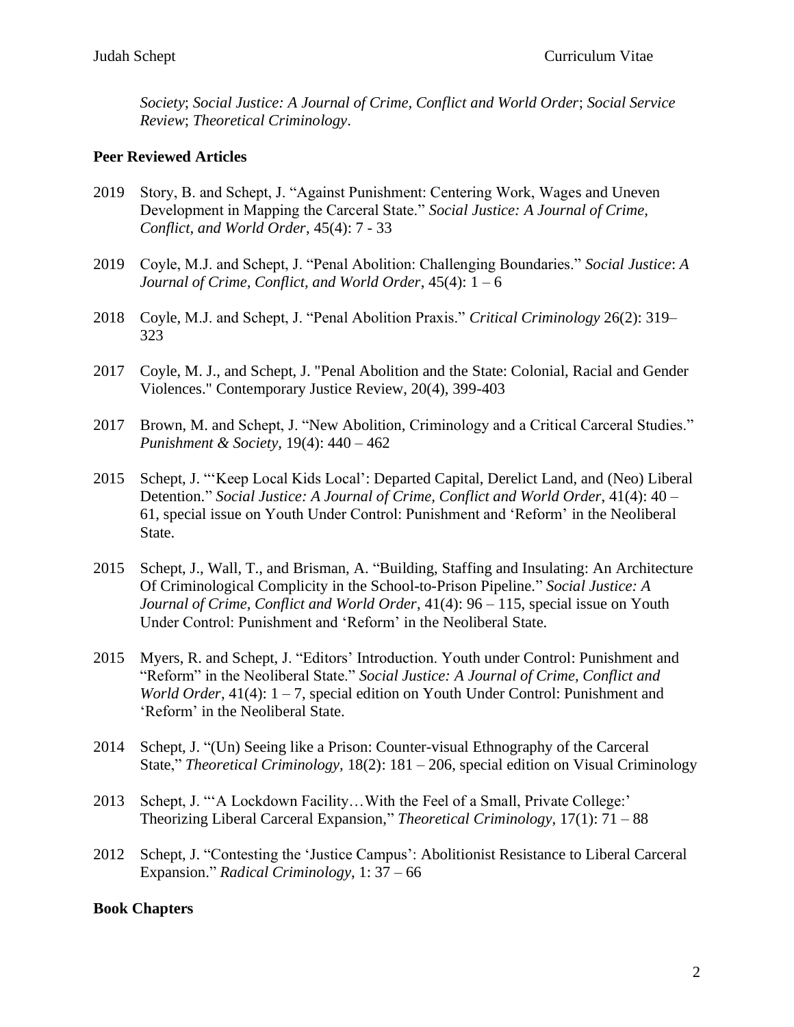*Society*; *Social Justice: A Journal of Crime, Conflict and World Order*; *Social Service Review*; *Theoretical Criminology*.

## Peer Reviewed Articles

2019 Story, B. and Schept, J. "Against Punishment: Centering Work, Wages and Uneven Development in Mapping the Carceral State." *Social Justice: A Journal of Crime, Conflict, and World Order*, 45(4): 7 - 33

2019 Coyle, M.J. and Schept, J. "Penal Abolition: Challenging Boundaries." *Social Justice*: *A Journal of Crime, Conflict, and World Order*, 45(4): 1 – 6

2018 Coyle, M.J. and Schept, J. "Penal Abolition Praxis." *Critical Criminology* 26(2): 319–323

2017 Coyle, M. J., and Schept, J. "Penal Abolition and the State: Colonial, Racial and Gender Violences." Contemporary Justice Review, 20(4), 399-403

2017 Brown, M. and Schept, J. "New Abolition, Criminology and a Critical Carceral Studies." *Punishment & Society*, 19(4): 440 – 462

2015 Schept, J. "'Keep Local Kids Local': Departed Capital, Derelict Land, and (Neo) Liberal Detention." *Social Justice: A Journal of Crime, Conflict and World Order*, 41(4): 40 – 61, special issue on Youth Under Control: Punishment and 'Reform' in the Neoliberal State.

2015 Schept, J., Wall, T., and Brisman, A. "Building, Staffing and Insulating: An Architecture Of Criminological Complicity in the School-to-Prison Pipeline." *Social Justice: A Journal of Crime, Conflict and World Order*, 41(4): 96 – 115, special issue on Youth Under Control: Punishment and 'Reform' in the Neoliberal State.

2015 Myers, R. and Schept, J. "Editors' Introduction. Youth under Control: Punishment and "Reform" in the Neoliberal State." *Social Justice: A Journal of Crime, Conflict and World Order*, 41(4): 1 – 7, special edition on Youth Under Control: Punishment and 'Reform' in the Neoliberal State.

2014 Schept, J. "(Un) Seeing like a Prison: Counter-visual Ethnography of the Carceral State," *Theoretical Criminology*, 18(2): 181 – 206, special edition on Visual Criminology

2013 Schept, J. "'A Lockdown Facility…With the Feel of a Small, Private College:' Theorizing Liberal Carceral Expansion," *Theoretical Criminology*, 17(1): 71 – 88

2012 Schept, J. "Contesting the 'Justice Campus': Abolitionist Resistance to Liberal Carceral Expansion." *Radical Criminology*, 1: 37 – 66

## Book Chapters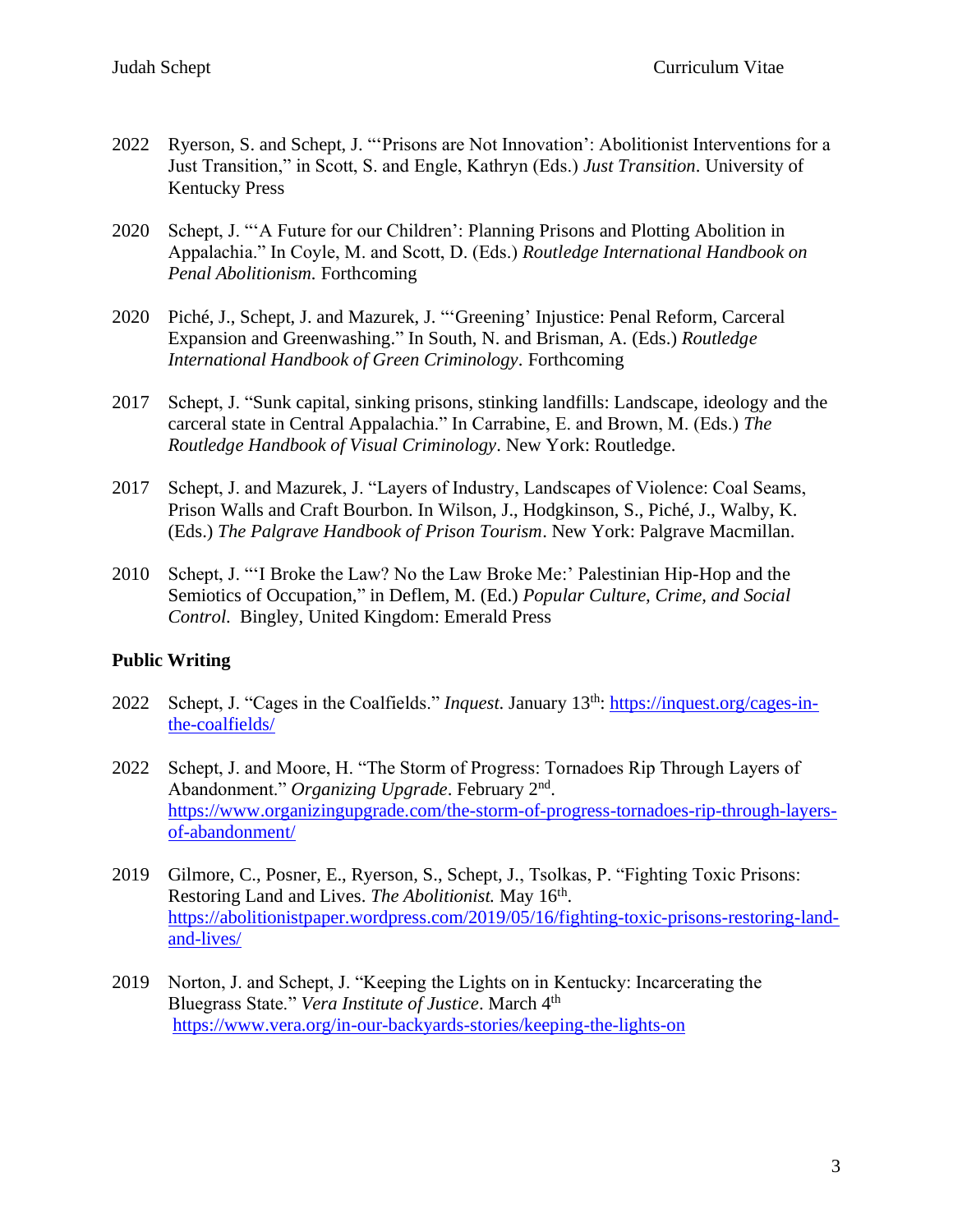2022 Ryerson, S. and Schept, J. "'Prisons are Not Innovation': Abolitionist Interventions for a Just Transition," in Scott, S. and Engle, Kathryn (Eds.) *Just Transition*. University of Kentucky Press

2020 Schept, J. "'A Future for our Children': Planning Prisons and Plotting Abolition in Appalachia." In Coyle, M. and Scott, D. (Eds.) *Routledge International Handbook on Penal Abolitionism.* Forthcoming

2020 Piché, J., Schept, J. and Mazurek, J. "'Greening' Injustice: Penal Reform, Carceral Expansion and Greenwashing." In South, N. and Brisman, A. (Eds.) *Routledge International Handbook of Green Criminology*. Forthcoming

2017 Schept, J. "Sunk capital, sinking prisons, stinking landfills: Landscape, ideology and the carceral state in Central Appalachia." In Carrabine, E. and Brown, M. (Eds.) *The Routledge Handbook of Visual Criminology*. New York: Routledge.

2017 Schept, J. and Mazurek, J. "Layers of Industry, Landscapes of Violence: Coal Seams, Prison Walls and Craft Bourbon. In Wilson, J., Hodgkinson, S., Piché, J., Walby, K. (Eds.) *The Palgrave Handbook of Prison Tourism*. New York: Palgrave Macmillan.

2010 Schept, J. "'I Broke the Law? No the Law Broke Me:' Palestinian Hip-Hop and the Semiotics of Occupation," in Deflem, M. (Ed.) *Popular Culture, Crime, and Social Control*. Bingley, United Kingdom: Emerald Press

## Public Writing

2022 Schept, J. "Cages in the Coalfields." *Inquest.* January 13th: https://inquest.org/cages-in-the-coalfields/

2022 Schept, J. and Moore, H. "The Storm of Progress: Tornadoes Rip Through Layers of Abandonment." *Organizing Upgrade*. February 2nd. https://www.organizingupgrade.com/the-storm-of-progress-tornadoes-rip-through-layers-of-abandonment/

2019 Gilmore, C., Posner, E., Ryerson, S., Schept, J., Tsolkas, P. "Fighting Toxic Prisons: Restoring Land and Lives. *The Abolitionist.* May 16th. https://abolitionistpaper.wordpress.com/2019/05/16/fighting-toxic-prisons-restoring-land-and-lives/

2019 Norton, J. and Schept, J. "Keeping the Lights on in Kentucky: Incarcerating the Bluegrass State." *Vera Institute of Justice*. March 4th https://www.vera.org/in-our-backyards-stories/keeping-the-lights-on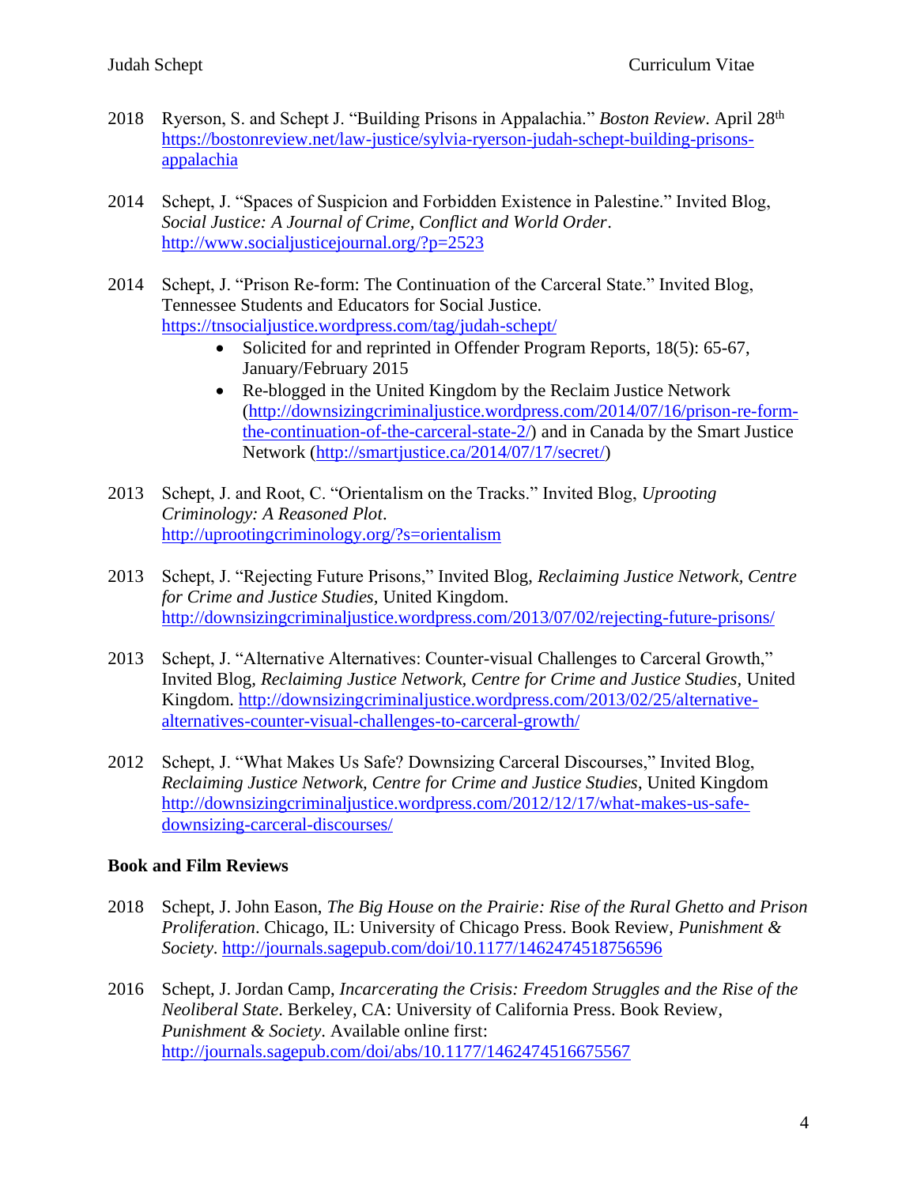2018 Ryerson, S. and Schept J. "Building Prisons in Appalachia." *Boston Review*. April 28th https://bostonreview.net/law-justice/sylvia-ryerson-judah-schept-building-prisons-appalachia

2014 Schept, J. "Spaces of Suspicion and Forbidden Existence in Palestine." Invited Blog, *Social Justice: A Journal of Crime, Conflict and World Order*. http://www.socialjusticejournal.org/?p=2523

2014 Schept, J. "Prison Re-form: The Continuation of the Carceral State." Invited Blog, Tennessee Students and Educators for Social Justice. https://tnsocialjustice.wordpress.com/tag/judah-schept/

- Solicited for and reprinted in Offender Program Reports, 18(5): 65-67, January/February 2015
- Re-blogged in the United Kingdom by the Reclaim Justice Network (http://downsizingcriminaljustice.wordpress.com/2014/07/16/prison-re-form-the-continuation-of-the-carceral-state-2/) and in Canada by the Smart Justice Network (http://smartjustice.ca/2014/07/17/secret/)

2013 Schept, J. and Root, C. "Orientalism on the Tracks." Invited Blog, *Uprooting Criminology: A Reasoned Plot*. http://uprootingcriminology.org/?s=orientalism

2013 Schept, J. "Rejecting Future Prisons," Invited Blog, *Reclaiming Justice Network, Centre for Crime and Justice Studies,* United Kingdom. http://downsizingcriminaljustice.wordpress.com/2013/07/02/rejecting-future-prisons/

2013 Schept, J. "Alternative Alternatives: Counter-visual Challenges to Carceral Growth," Invited Blog, *Reclaiming Justice Network, Centre for Crime and Justice Studies,* United Kingdom. http://downsizingcriminaljustice.wordpress.com/2013/02/25/alternative-alternatives-counter-visual-challenges-to-carceral-growth/

2012 Schept, J. "What Makes Us Safe? Downsizing Carceral Discourses," Invited Blog, *Reclaiming Justice Network, Centre for Crime and Justice Studies*, United Kingdom http://downsizingcriminaljustice.wordpress.com/2012/12/17/what-makes-us-safe-downsizing-carceral-discourses/

## Book and Film Reviews

2018 Schept, J. John Eason, *The Big House on the Prairie: Rise of the Rural Ghetto and Prison Proliferation*. Chicago, IL: University of Chicago Press. Book Review, *Punishment & Society*. http://journals.sagepub.com/doi/10.1177/1462474518756596

2016 Schept, J. Jordan Camp, *Incarcerating the Crisis: Freedom Struggles and the Rise of the Neoliberal State*. Berkeley, CA: University of California Press. Book Review, *Punishment & Society*. Available online first: http://journals.sagepub.com/doi/abs/10.1177/1462474516675567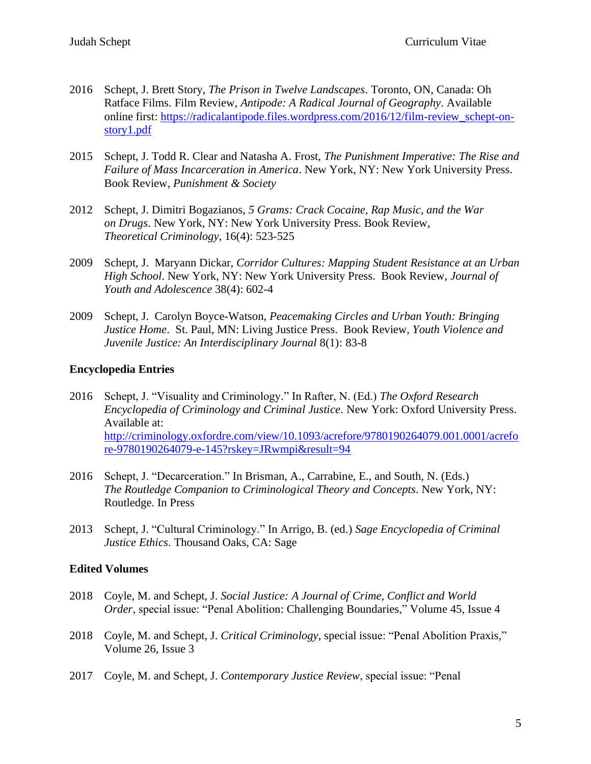2016 Schept, J. Brett Story, *The Prison in Twelve Landscapes*. Toronto, ON, Canada: Oh Ratface Films. Film Review, *Antipode: A Radical Journal of Geography*. Available online first: [https://radicalantipode.files.wordpress.com/2016/12/film-review_schept-on-story1.pdf](https://radicalantipode.files.wordpress.com/2016/12/film-review_schept-on-story1.pdf)

2015 Schept, J. Todd R. Clear and Natasha A. Frost, *The Punishment Imperative: The Rise and Failure of Mass Incarceration in America*. New York, NY: New York University Press. Book Review, *Punishment & Society*

2012 Schept, J. Dimitri Bogazianos, *5 Grams: Crack Cocaine, Rap Music, and the War on Drugs*. New York, NY: New York University Press. Book Review, *Theoretical Criminology*, 16(4): 523-525

2009 Schept, J. Maryann Dickar, *Corridor Cultures: Mapping Student Resistance at an Urban High School*. New York, NY: New York University Press. Book Review, *Journal of Youth and Adolescence* 38(4): 602-4

2009 Schept, J. Carolyn Boyce-Watson, *Peacemaking Circles and Urban Youth: Bringing Justice Home*. St. Paul, MN: Living Justice Press. Book Review, *Youth Violence and Juvenile Justice: An Interdisciplinary Journal* 8(1): 83-8

**Encyclopedia Entries**

2016 Schept, J. "Visuality and Criminology." In Rafter, N. (Ed.) *The Oxford Research Encyclopedia of Criminology and Criminal Justice*. New York: Oxford University Press. Available at: [http://criminology.oxfordre.com/view/10.1093/acrefore/9780190264079.001.0001/acrefore-9780190264079-e-145?rskey=JRwmpi&result=94](http://criminology.oxfordre.com/view/10.1093/acrefore/9780190264079.001.0001/acrefore-9780190264079-e-145?rskey=JRwmpi&result=94)

2016 Schept, J. "Decarceration." In Brisman, A., Carrabine, E., and South, N. (Eds.) *The Routledge Companion to Criminological Theory and Concepts*. New York, NY: Routledge. In Press

2013 Schept, J. "Cultural Criminology." In Arrigo, B. (ed.) *Sage Encyclopedia of Criminal Justice Ethics*. Thousand Oaks, CA: Sage

**Edited Volumes**

2018 Coyle, M. and Schept, J. *Social Justice: A Journal of Crime, Conflict and World Order*, special issue: "Penal Abolition: Challenging Boundaries," Volume 45, Issue 4

2018 Coyle, M. and Schept, J. *Critical Criminology*, special issue: "Penal Abolition Praxis," Volume 26, Issue 3

2017 Coyle, M. and Schept, J. *Contemporary Justice Review*, special issue: "Penal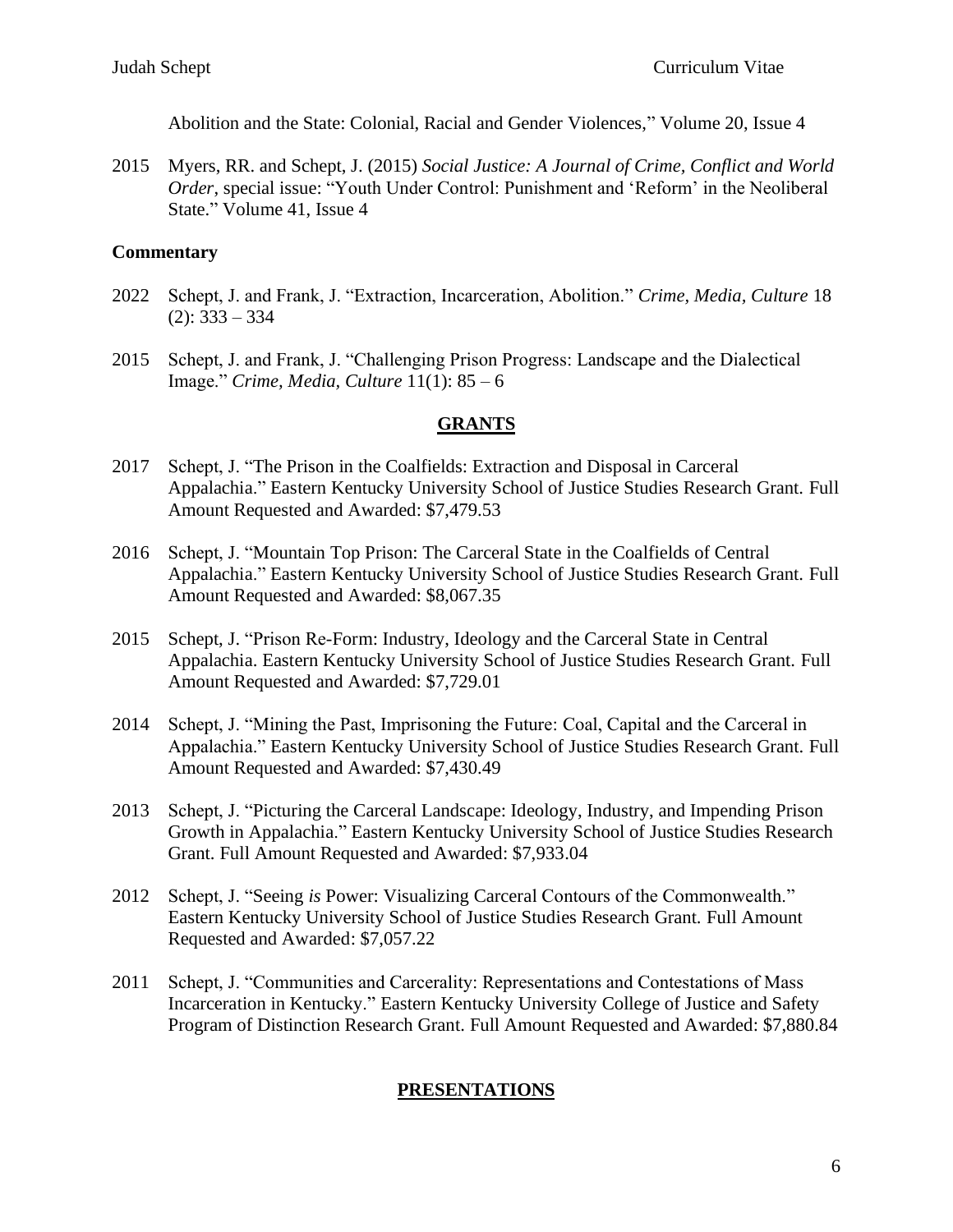Abolition and the State: Colonial, Racial and Gender Violences," Volume 20, Issue 4

2015 Myers, RR. and Schept, J. (2015) *Social Justice: A Journal of Crime, Conflict and World Order*, special issue: "Youth Under Control: Punishment and 'Reform' in the Neoliberal State." Volume 41, Issue 4

**Commentary**

2022 Schept, J. and Frank, J. "Extraction, Incarceration, Abolition." *Crime, Media, Culture* 18 (2): 333 – 334

2015 Schept, J. and Frank, J. "Challenging Prison Progress: Landscape and the Dialectical Image." *Crime, Media, Culture* 11(1): 85 – 6

## GRANTS

2017 Schept, J. "The Prison in the Coalfields: Extraction and Disposal in Carceral Appalachia." Eastern Kentucky University School of Justice Studies Research Grant. Full Amount Requested and Awarded: $7,479.53

2016 Schept, J. "Mountain Top Prison: The Carceral State in the Coalfields of Central Appalachia." Eastern Kentucky University School of Justice Studies Research Grant. Full Amount Requested and Awarded: $8,067.35

2015 Schept, J. "Prison Re-Form: Industry, Ideology and the Carceral State in Central Appalachia. Eastern Kentucky University School of Justice Studies Research Grant. Full Amount Requested and Awarded: $7,729.01

2014 Schept, J. "Mining the Past, Imprisoning the Future: Coal, Capital and the Carceral in Appalachia." Eastern Kentucky University School of Justice Studies Research Grant. Full Amount Requested and Awarded: $7,430.49

2013 Schept, J. "Picturing the Carceral Landscape: Ideology, Industry, and Impending Prison Growth in Appalachia." Eastern Kentucky University School of Justice Studies Research Grant. Full Amount Requested and Awarded: $7,933.04

2012 Schept, J. "Seeing *is* Power: Visualizing Carceral Contours of the Commonwealth." Eastern Kentucky University School of Justice Studies Research Grant. Full Amount Requested and Awarded: $7,057.22

2011 Schept, J. "Communities and Carcerality: Representations and Contestations of Mass Incarceration in Kentucky." Eastern Kentucky University College of Justice and Safety Program of Distinction Research Grant. Full Amount Requested and Awarded: $7,880.84

## PRESENTATIONS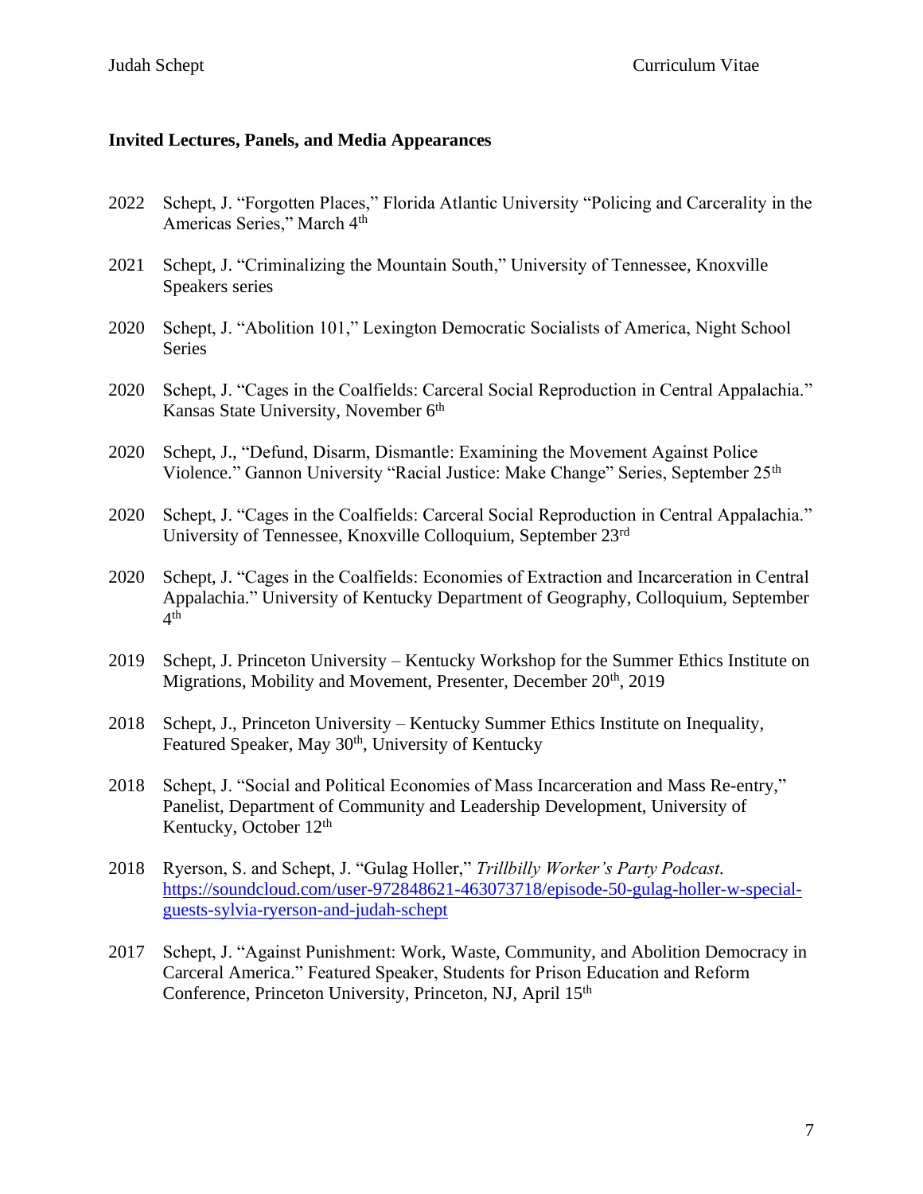### Invited Lectures, Panels, and Media Appearances

2022 Schept, J. "Forgotten Places," Florida Atlantic University "Policing and Carcerality in the Americas Series," March 4th

2021 Schept, J. "Criminalizing the Mountain South," University of Tennessee, Knoxville Speakers series

2020 Schept, J. "Abolition 101," Lexington Democratic Socialists of America, Night School Series

2020 Schept, J. "Cages in the Coalfields: Carceral Social Reproduction in Central Appalachia." Kansas State University, November 6th

2020 Schept, J., "Defund, Disarm, Dismantle: Examining the Movement Against Police Violence." Gannon University "Racial Justice: Make Change" Series, September 25th

2020 Schept, J. "Cages in the Coalfields: Carceral Social Reproduction in Central Appalachia." University of Tennessee, Knoxville Colloquium, September 23rd

2020 Schept, J. "Cages in the Coalfields: Economies of Extraction and Incarceration in Central Appalachia." University of Kentucky Department of Geography, Colloquium, September 4th

2019 Schept, J. Princeton University – Kentucky Workshop for the Summer Ethics Institute on Migrations, Mobility and Movement, Presenter, December 20th, 2019

2018 Schept, J., Princeton University – Kentucky Summer Ethics Institute on Inequality, Featured Speaker, May 30th, University of Kentucky

2018 Schept, J. "Social and Political Economies of Mass Incarceration and Mass Re-entry," Panelist, Department of Community and Leadership Development, University of Kentucky, October 12th

2018 Ryerson, S. and Schept, J. "Gulag Holler," *Trillbilly Worker's Party Podcast*. [https://soundcloud.com/user-972848621-463073718/episode-50-gulag-holler-w-special-guests-sylvia-ryerson-and-judah-schept](https://soundcloud.com/user-972848621-463073718/episode-50-gulag-holler-w-special-guests-sylvia-ryerson-and-judah-schept)

2017 Schept, J. "Against Punishment: Work, Waste, Community, and Abolition Democracy in Carceral America." Featured Speaker, Students for Prison Education and Reform Conference, Princeton University, Princeton, NJ, April 15th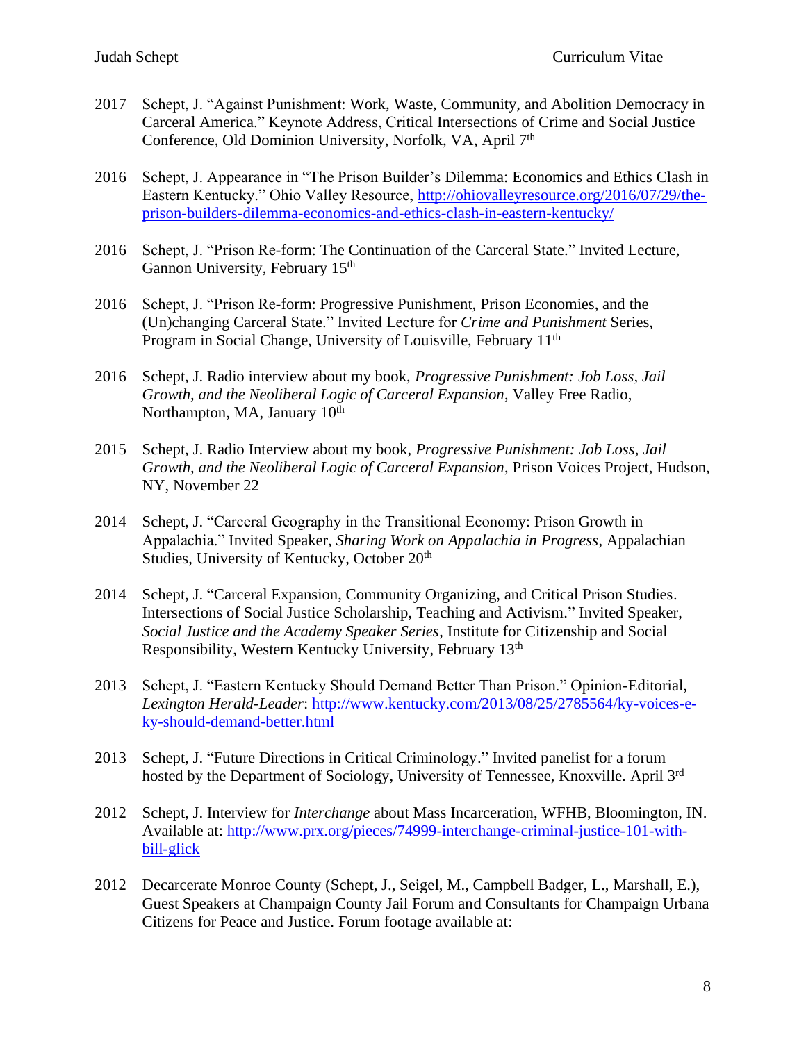2017 Schept, J. "Against Punishment: Work, Waste, Community, and Abolition Democracy in Carceral America." Keynote Address, Critical Intersections of Crime and Social Justice Conference, Old Dominion University, Norfolk, VA, April 7th

2016 Schept, J. Appearance in "The Prison Builder's Dilemma: Economics and Ethics Clash in Eastern Kentucky." Ohio Valley Resource, [http://ohiovalleyresource.org/2016/07/29/the-prison-builders-dilemma-economics-and-ethics-clash-in-eastern-kentucky/](http://ohiovalleyresource.org/2016/07/29/the-prison-builders-dilemma-economics-and-ethics-clash-in-eastern-kentucky/)

2016 Schept, J. "Prison Re-form: The Continuation of the Carceral State." Invited Lecture, Gannon University, February 15th

2016 Schept, J. "Prison Re-form: Progressive Punishment, Prison Economies, and the (Un)changing Carceral State." Invited Lecture for *Crime and Punishment* Series, Program in Social Change, University of Louisville, February 11th

2016 Schept, J. Radio interview about my book, *Progressive Punishment: Job Loss, Jail Growth, and the Neoliberal Logic of Carceral Expansion*, Valley Free Radio, Northampton, MA, January 10th

2015 Schept, J. Radio Interview about my book, *Progressive Punishment: Job Loss, Jail Growth, and the Neoliberal Logic of Carceral Expansion*, Prison Voices Project, Hudson, NY, November 22

2014 Schept, J. "Carceral Geography in the Transitional Economy: Prison Growth in Appalachia." Invited Speaker, *Sharing Work on Appalachia in Progress*, Appalachian Studies, University of Kentucky, October 20th

2014 Schept, J. "Carceral Expansion, Community Organizing, and Critical Prison Studies. Intersections of Social Justice Scholarship, Teaching and Activism." Invited Speaker, *Social Justice and the Academy Speaker Series*, Institute for Citizenship and Social Responsibility, Western Kentucky University, February 13th

2013 Schept, J. "Eastern Kentucky Should Demand Better Than Prison." Opinion-Editorial, *Lexington Herald-Leader*: [http://www.kentucky.com/2013/08/25/2785564/ky-voices-e-ky-should-demand-better.html](http://www.kentucky.com/2013/08/25/2785564/ky-voices-e-ky-should-demand-better.html)

2013 Schept, J. "Future Directions in Critical Criminology." Invited panelist for a forum hosted by the Department of Sociology, University of Tennessee, Knoxville. April 3rd

2012 Schept, J. Interview for *Interchange* about Mass Incarceration, WFHB, Bloomington, IN. Available at: [http://www.prx.org/pieces/74999-interchange-criminal-justice-101-with-bill-glick](http://www.prx.org/pieces/74999-interchange-criminal-justice-101-with-bill-glick)

2012 Decarcerate Monroe County (Schept, J., Seigel, M., Campbell Badger, L., Marshall, E.), Guest Speakers at Champaign County Jail Forum and Consultants for Champaign Urbana Citizens for Peace and Justice. Forum footage available at: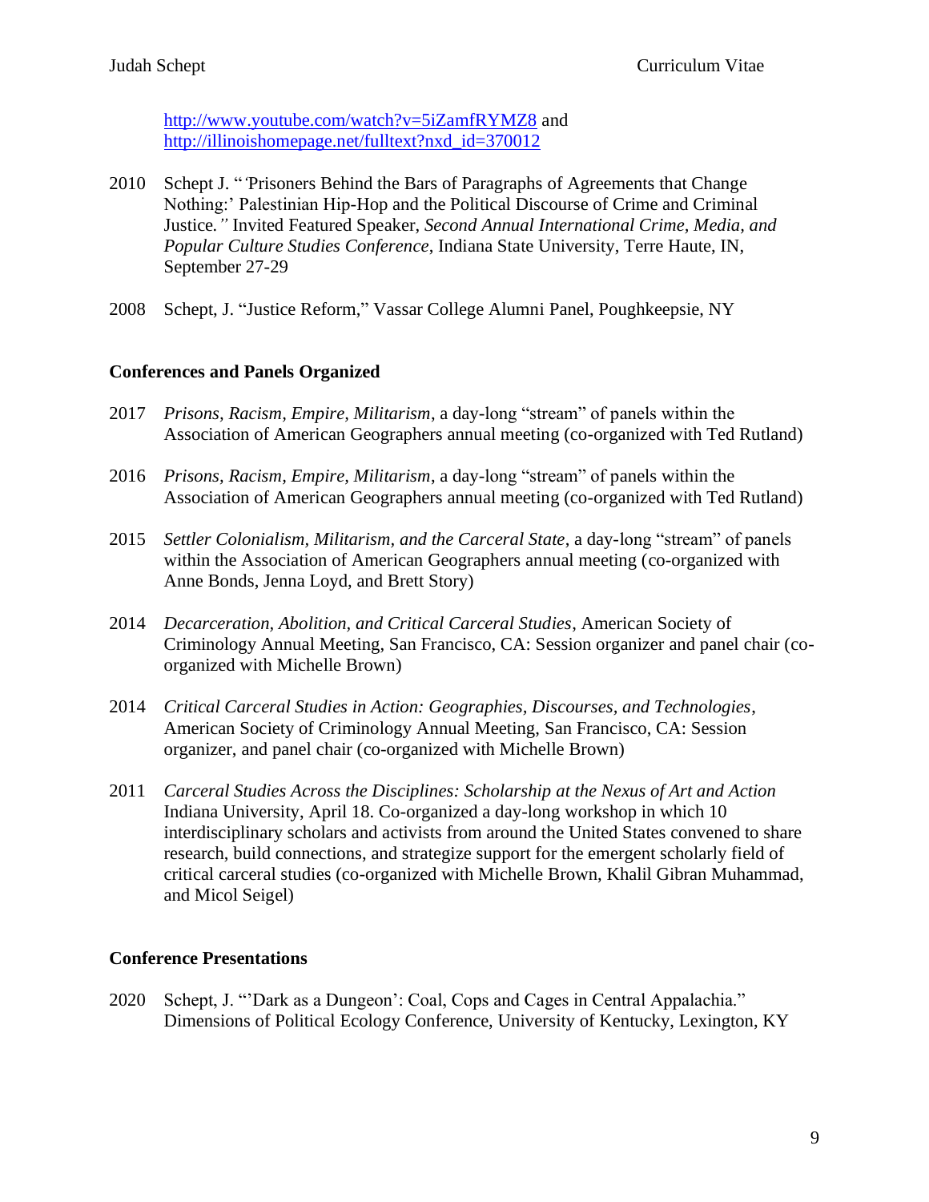http://www.youtube.com/watch?v=5iZamfRYMZ8 and http://illinoishomepage.net/fulltext?nxd_id=370012

2010 Schept J. "'Prisoners Behind the Bars of Paragraphs of Agreements that Change Nothing:' Palestinian Hip-Hop and the Political Discourse of Crime and Criminal Justice." Invited Featured Speaker, *Second Annual International Crime, Media, and Popular Culture Studies Conference*, Indiana State University, Terre Haute, IN, September 27-29

2008 Schept, J. "Justice Reform," Vassar College Alumni Panel, Poughkeepsie, NY

**Conferences and Panels Organized**

2017 *Prisons, Racism, Empire, Militarism*, a day-long "stream" of panels within the Association of American Geographers annual meeting (co-organized with Ted Rutland)

2016 *Prisons, Racism, Empire, Militarism*, a day-long "stream" of panels within the Association of American Geographers annual meeting (co-organized with Ted Rutland)

2015 *Settler Colonialism, Militarism, and the Carceral State*, a day-long "stream" of panels within the Association of American Geographers annual meeting (co-organized with Anne Bonds, Jenna Loyd, and Brett Story)

2014 *Decarceration, Abolition, and Critical Carceral Studies*, American Society of Criminology Annual Meeting, San Francisco, CA: Session organizer and panel chair (co-organized with Michelle Brown)

2014 *Critical Carceral Studies in Action: Geographies, Discourses, and Technologies*, American Society of Criminology Annual Meeting, San Francisco, CA: Session organizer, and panel chair (co-organized with Michelle Brown)

2011 *Carceral Studies Across the Disciplines: Scholarship at the Nexus of Art and Action* Indiana University, April 18. Co-organized a day-long workshop in which 10 interdisciplinary scholars and activists from around the United States convened to share research, build connections, and strategize support for the emergent scholarly field of critical carceral studies (co-organized with Michelle Brown, Khalil Gibran Muhammad, and Micol Seigel)

**Conference Presentations**

2020 Schept, J. "'Dark as a Dungeon': Coal, Cops and Cages in Central Appalachia." Dimensions of Political Ecology Conference, University of Kentucky, Lexington, KY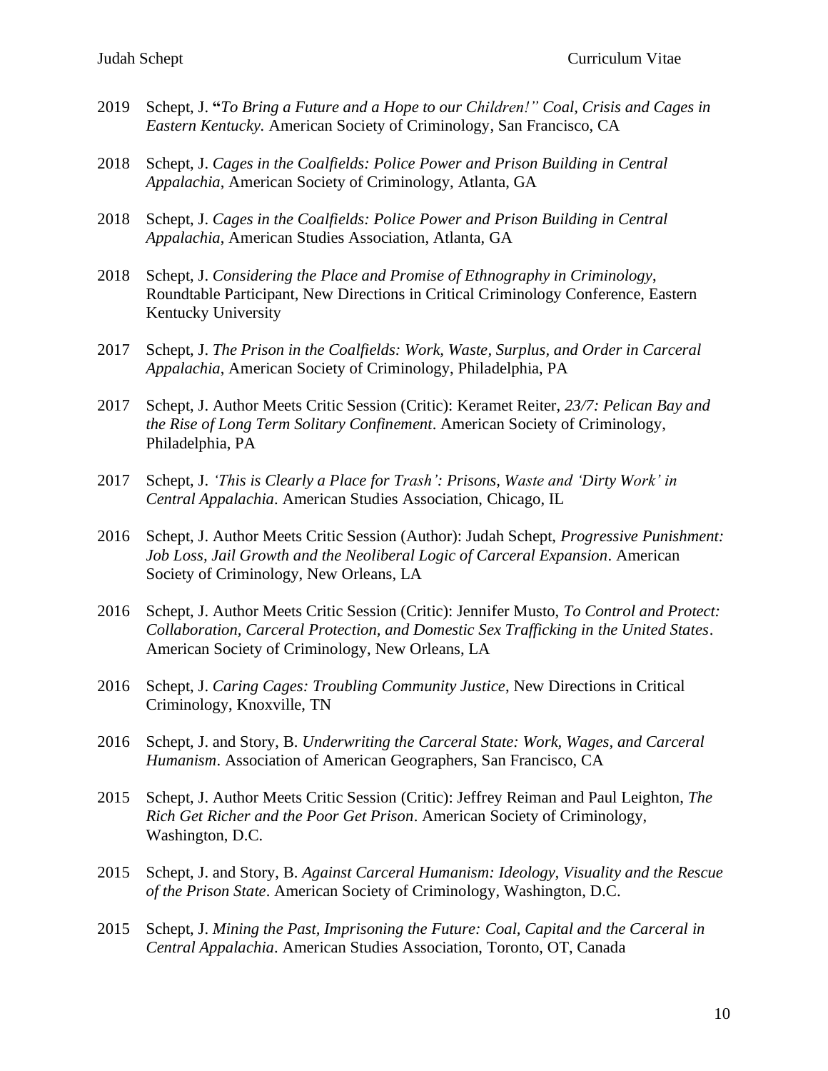2019 Schept, J. **"***To Bring a Future and a Hope to our Children!" Coal, Crisis and Cages in Eastern Kentucky.* American Society of Criminology, San Francisco, CA

2018 Schept, J. *Cages in the Coalfields: Police Power and Prison Building in Central Appalachia*, American Society of Criminology, Atlanta, GA

2018 Schept, J. *Cages in the Coalfields: Police Power and Prison Building in Central Appalachia*, American Studies Association, Atlanta, GA

2018 Schept, J. *Considering the Place and Promise of Ethnography in Criminology*, Roundtable Participant, New Directions in Critical Criminology Conference, Eastern Kentucky University

2017 Schept, J. *The Prison in the Coalfields: Work, Waste, Surplus, and Order in Carceral Appalachia*, American Society of Criminology, Philadelphia, PA

2017 Schept, J. Author Meets Critic Session (Critic): Keramet Reiter, *23/7: Pelican Bay and the Rise of Long Term Solitary Confinement*. American Society of Criminology, Philadelphia, PA

2017 Schept, J. *'This is Clearly a Place for Trash': Prisons, Waste and 'Dirty Work' in Central Appalachia*. American Studies Association, Chicago, IL

2016 Schept, J. Author Meets Critic Session (Author): Judah Schept, *Progressive Punishment: Job Loss, Jail Growth and the Neoliberal Logic of Carceral Expansion*. American Society of Criminology, New Orleans, LA

2016 Schept, J. Author Meets Critic Session (Critic): Jennifer Musto, *To Control and Protect: Collaboration, Carceral Protection, and Domestic Sex Trafficking in the United States*. American Society of Criminology, New Orleans, LA

2016 Schept, J. *Caring Cages: Troubling Community Justice*, New Directions in Critical Criminology, Knoxville, TN

2016 Schept, J. and Story, B. *Underwriting the Carceral State: Work, Wages, and Carceral Humanism*. Association of American Geographers, San Francisco, CA

2015 Schept, J. Author Meets Critic Session (Critic): Jeffrey Reiman and Paul Leighton, *The Rich Get Richer and the Poor Get Prison*. American Society of Criminology, Washington, D.C.

2015 Schept, J. and Story, B. *Against Carceral Humanism: Ideology, Visuality and the Rescue of the Prison State*. American Society of Criminology, Washington, D.C.

2015 Schept, J. *Mining the Past, Imprisoning the Future: Coal, Capital and the Carceral in Central Appalachia*. American Studies Association, Toronto, OT, Canada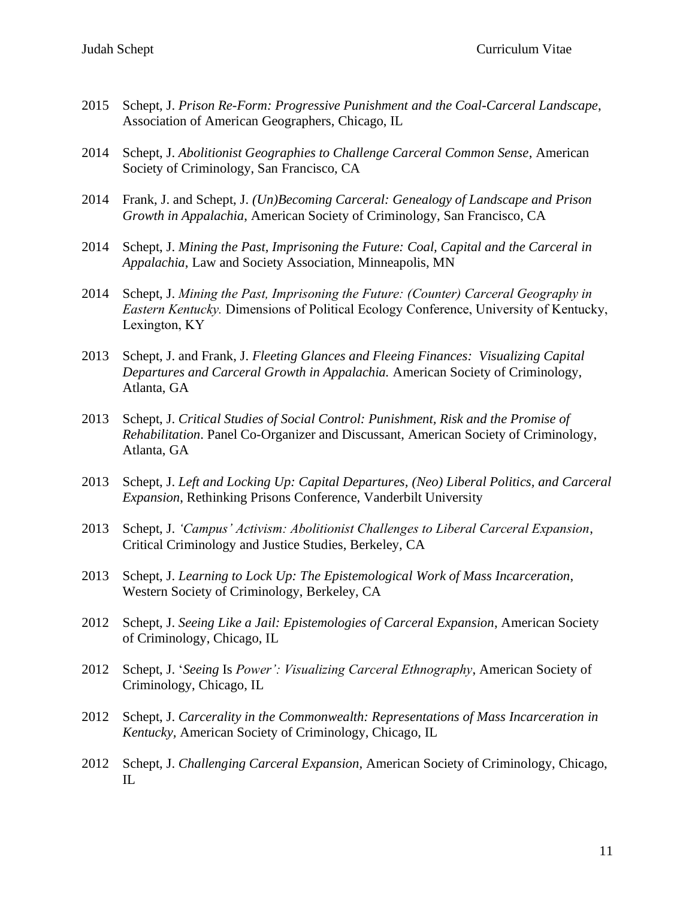2015 Schept, J. *Prison Re-Form: Progressive Punishment and the Coal-Carceral Landscape*, Association of American Geographers, Chicago, IL

2014 Schept, J. *Abolitionist Geographies to Challenge Carceral Common Sense*, American Society of Criminology, San Francisco, CA

2014 Frank, J. and Schept, J. *(Un)Becoming Carceral: Genealogy of Landscape and Prison Growth in Appalachia*, American Society of Criminology, San Francisco, CA

2014 Schept, J. *Mining the Past, Imprisoning the Future: Coal, Capital and the Carceral in Appalachia*, Law and Society Association, Minneapolis, MN

2014 Schept, J. *Mining the Past, Imprisoning the Future: (Counter) Carceral Geography in Eastern Kentucky.* Dimensions of Political Ecology Conference, University of Kentucky, Lexington, KY

2013 Schept, J. and Frank, J. *Fleeting Glances and Fleeing Finances: Visualizing Capital Departures and Carceral Growth in Appalachia.* American Society of Criminology, Atlanta, GA

2013 Schept, J. *Critical Studies of Social Control: Punishment, Risk and the Promise of Rehabilitation*. Panel Co-Organizer and Discussant, American Society of Criminology, Atlanta, GA

2013 Schept, J. *Left and Locking Up: Capital Departures, (Neo) Liberal Politics, and Carceral Expansion*, Rethinking Prisons Conference, Vanderbilt University

2013 Schept, J. *'Campus' Activism: Abolitionist Challenges to Liberal Carceral Expansion*, Critical Criminology and Justice Studies, Berkeley, CA

2013 Schept, J. *Learning to Lock Up: The Epistemological Work of Mass Incarceration*, Western Society of Criminology, Berkeley, CA

2012 Schept, J. *Seeing Like a Jail: Epistemologies of Carceral Expansion*, American Society of Criminology, Chicago, IL

2012 Schept, J. '*Seeing* Is *Power': Visualizing Carceral Ethnography*, American Society of Criminology, Chicago, IL

2012 Schept, J. *Carcerality in the Commonwealth: Representations of Mass Incarceration in Kentucky*, American Society of Criminology, Chicago, IL

2012 Schept, J. *Challenging Carceral Expansion*, American Society of Criminology, Chicago, IL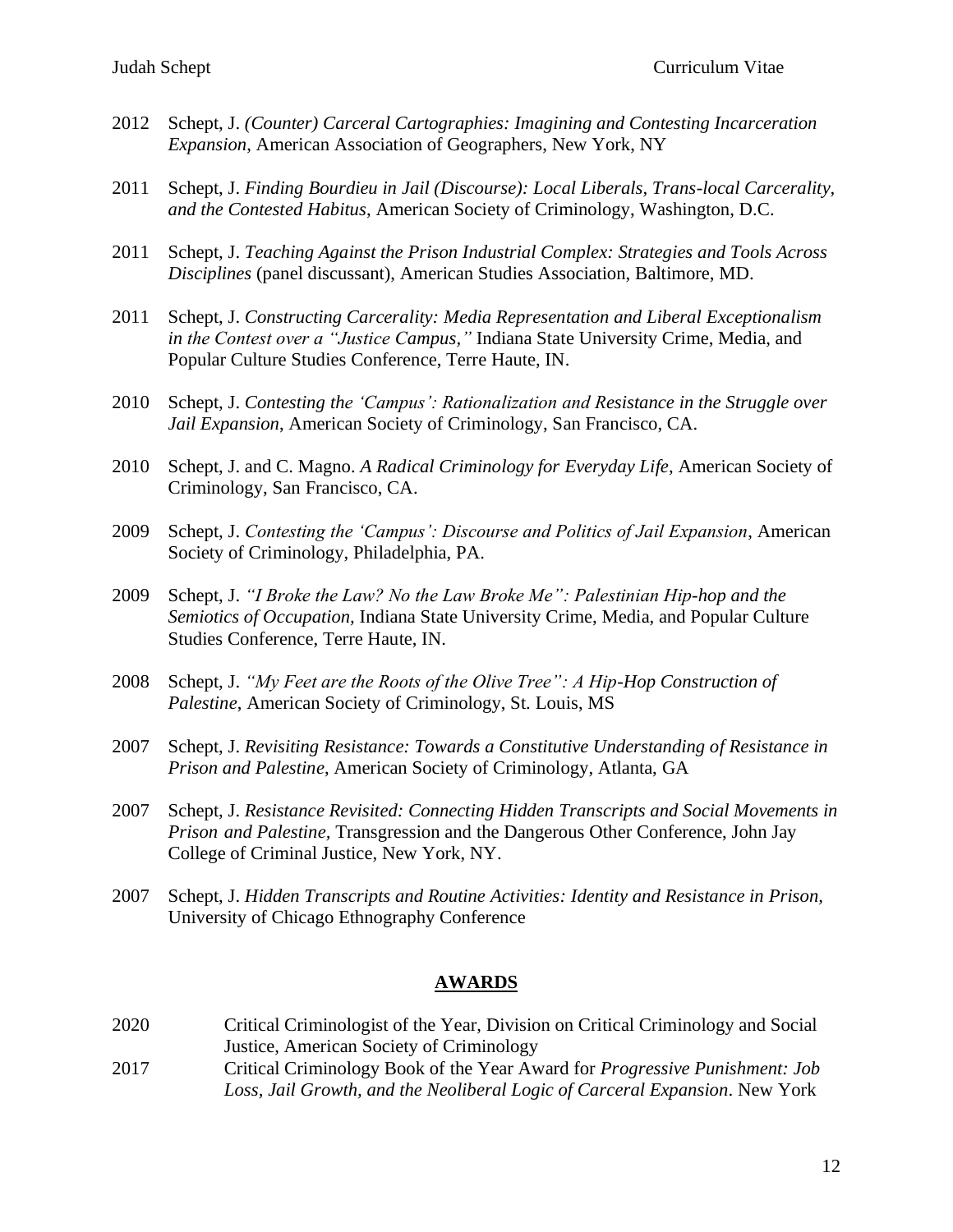2012 Schept, J. *(Counter) Carceral Cartographies: Imagining and Contesting Incarceration Expansion*, American Association of Geographers, New York, NY

2011 Schept, J. *Finding Bourdieu in Jail (Discourse): Local Liberals, Trans-local Carcerality, and the Contested Habitus*, American Society of Criminology, Washington, D.C.

2011 Schept, J. *Teaching Against the Prison Industrial Complex: Strategies and Tools Across Disciplines* (panel discussant), American Studies Association, Baltimore, MD.

2011 Schept, J. *Constructing Carcerality: Media Representation and Liberal Exceptionalism in the Contest over a "Justice Campus,"* Indiana State University Crime, Media, and Popular Culture Studies Conference, Terre Haute, IN.

2010 Schept, J. *Contesting the 'Campus': Rationalization and Resistance in the Struggle over Jail Expansion*, American Society of Criminology, San Francisco, CA.

2010 Schept, J. and C. Magno. *A Radical Criminology for Everyday Life*, American Society of Criminology, San Francisco, CA.

2009 Schept, J. *Contesting the 'Campus': Discourse and Politics of Jail Expansion*, American Society of Criminology, Philadelphia, PA.

2009 Schept, J. *"I Broke the Law? No the Law Broke Me": Palestinian Hip-hop and the Semiotics of Occupation,* Indiana State University Crime, Media, and Popular Culture Studies Conference, Terre Haute, IN.

2008 Schept, J. *"My Feet are the Roots of the Olive Tree": A Hip-Hop Construction of Palestine*, American Society of Criminology, St. Louis, MS

2007 Schept, J. *Revisiting Resistance: Towards a Constitutive Understanding of Resistance in Prison and Palestine*, American Society of Criminology, Atlanta, GA

2007 Schept, J. *Resistance Revisited: Connecting Hidden Transcripts and Social Movements in Prison and Palestine*, Transgression and the Dangerous Other Conference, John Jay College of Criminal Justice, New York, NY.

2007 Schept, J. *Hidden Transcripts and Routine Activities: Identity and Resistance in Prison,* University of Chicago Ethnography Conference

## AWARDS

2020 Critical Criminologist of the Year, Division on Critical Criminology and Social Justice, American Society of Criminology

2017 Critical Criminology Book of the Year Award for *Progressive Punishment: Job Loss, Jail Growth, and the Neoliberal Logic of Carceral Expansion*. New York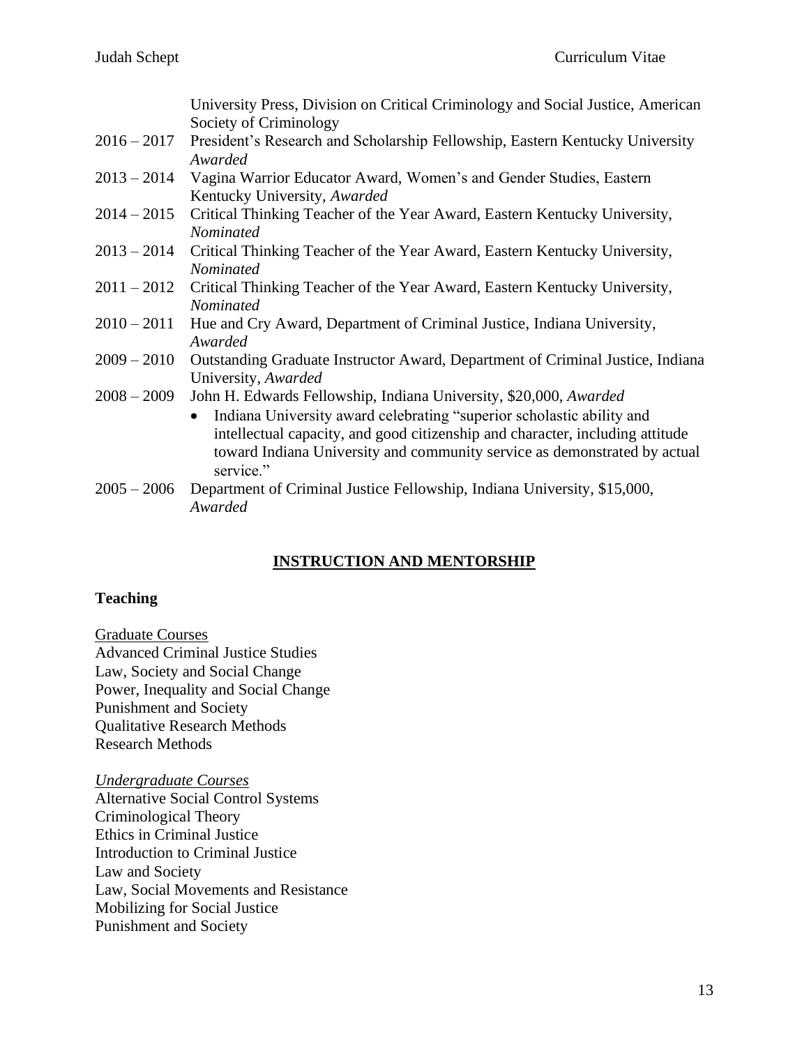University Press, Division on Critical Criminology and Social Justice, American Society of Criminology

2016 – 2017 President's Research and Scholarship Fellowship, Eastern Kentucky University *Awarded*

2013 – 2014 Vagina Warrior Educator Award, Women's and Gender Studies, Eastern Kentucky University, *Awarded*

2014 – 2015 Critical Thinking Teacher of the Year Award, Eastern Kentucky University, *Nominated*

2013 – 2014 Critical Thinking Teacher of the Year Award, Eastern Kentucky University, *Nominated*

2011 – 2012 Critical Thinking Teacher of the Year Award, Eastern Kentucky University, *Nominated*

2010 – 2011 Hue and Cry Award, Department of Criminal Justice, Indiana University, *Awarded*

2009 – 2010 Outstanding Graduate Instructor Award, Department of Criminal Justice, Indiana University, *Awarded*

2008 – 2009 John H. Edwards Fellowship, Indiana University, $20,000, *Awarded*

- Indiana University award celebrating "superior scholastic ability and intellectual capacity, and good citizenship and character, including attitude toward Indiana University and community service as demonstrated by actual service."

2005 – 2006 Department of Criminal Justice Fellowship, Indiana University, $15,000, *Awarded*

## INSTRUCTION AND MENTORSHIP

### Teaching

Graduate Courses

Advanced Criminal Justice Studies
Law, Society and Social Change
Power, Inequality and Social Change
Punishment and Society
Qualitative Research Methods
Research Methods

*Undergraduate Courses*

Alternative Social Control Systems
Criminological Theory
Ethics in Criminal Justice
Introduction to Criminal Justice
Law and Society
Law, Social Movements and Resistance
Mobilizing for Social Justice
Punishment and Society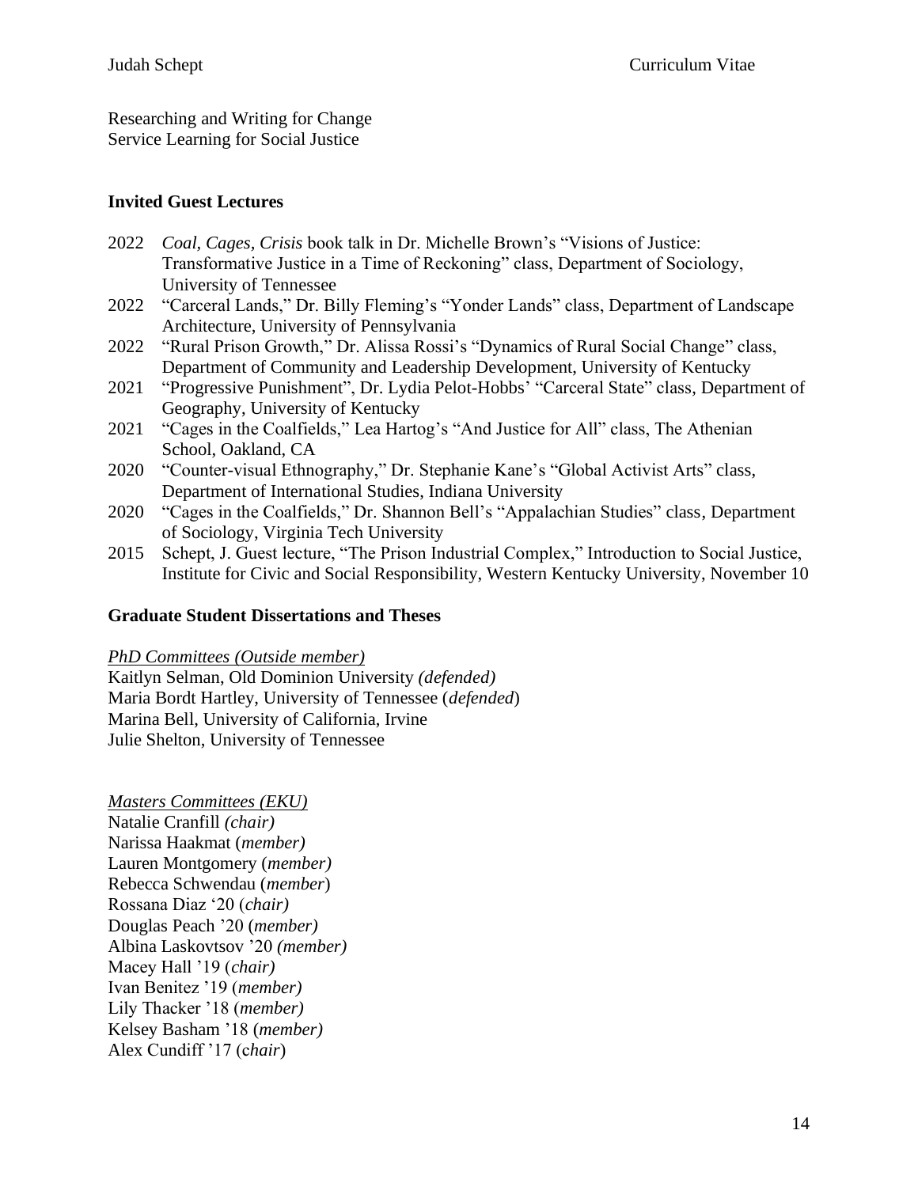Researching and Writing for Change
Service Learning for Social Justice

## Invited Guest Lectures

- 2022 *Coal, Cages, Crisis* book talk in Dr. Michelle Brown's "Visions of Justice: Transformative Justice in a Time of Reckoning" class, Department of Sociology, University of Tennessee
- 2022 "Carceral Lands," Dr. Billy Fleming's "Yonder Lands" class, Department of Landscape Architecture, University of Pennsylvania
- 2022 "Rural Prison Growth," Dr. Alissa Rossi's "Dynamics of Rural Social Change" class, Department of Community and Leadership Development, University of Kentucky
- 2021 "Progressive Punishment", Dr. Lydia Pelot-Hobbs' "Carceral State" class, Department of Geography, University of Kentucky
- 2021 "Cages in the Coalfields," Lea Hartog's "And Justice for All" class, The Athenian School, Oakland, CA
- 2020 "Counter-visual Ethnography," Dr. Stephanie Kane's "Global Activist Arts" class, Department of International Studies, Indiana University
- 2020 "Cages in the Coalfields," Dr. Shannon Bell's "Appalachian Studies" class, Department of Sociology, Virginia Tech University
- 2015 Schept, J. Guest lecture, "The Prison Industrial Complex," Introduction to Social Justice, Institute for Civic and Social Responsibility, Western Kentucky University, November 10

## Graduate Student Dissertations and Theses

*PhD Committees (Outside member)*
Kaitlyn Selman, Old Dominion University *(defended)*
Maria Bordt Hartley, University of Tennessee (*defended*)
Marina Bell, University of California, Irvine
Julie Shelton, University of Tennessee

*Masters Committees (EKU)*
Natalie Cranfill *(chair)*
Narissa Haakmat (*member)*
Lauren Montgomery (*member)*
Rebecca Schwendau (*member*)
Rossana Diaz '20 (*chair)*
Douglas Peach '20 (*member)*
Albina Laskovtsov '20 *(member)*
Macey Hall '19 (*chair)*
Ivan Benitez '19 (*member)*
Lily Thacker '18 (*member)*
Kelsey Basham '18 (*member)*
Alex Cundiff '17 (c*hair*)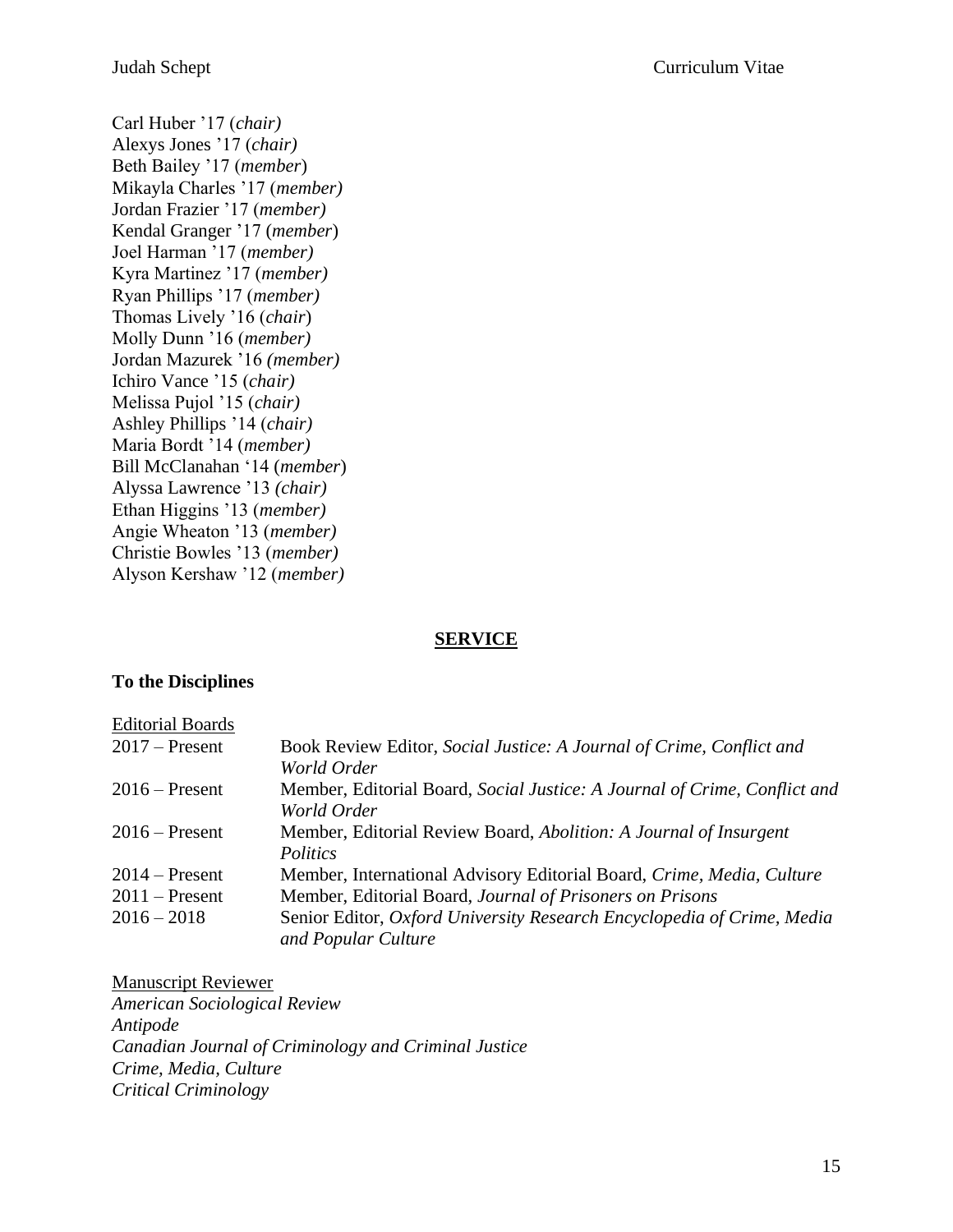Carl Huber ’17 (*chair)*
Alexys Jones ’17 (*chair)*
Beth Bailey ’17 (*member*)
Mikayla Charles ’17 (*member)*
Jordan Frazier ’17 (*member)*
Kendal Granger ’17 (*member*)
Joel Harman ’17 (*member)*
Kyra Martinez ’17 (*member)*
Ryan Phillips ’17 (*member)*
Thomas Lively ’16 (*chair*)
Molly Dunn ’16 (*member)*
Jordan Mazurek ’16 *(member)*
Ichiro Vance ’15 (*chair)*
Melissa Pujol ’15 (*chair)*
Ashley Phillips ’14 (*chair)*
Maria Bordt ’14 (*member)*
Bill McClanahan ‘14 (*member*)
Alyssa Lawrence ’13 *(chair)*
Ethan Higgins ’13 (*member)*
Angie Wheaton ’13 (*member)*
Christie Bowles ’13 (*member)*
Alyson Kershaw ’12 (*member)*

## SERVICE

### To the Disciplines

Editorial Boards

| | |
|---|---|
| 2017 – Present | Book Review Editor, *Social Justice: A Journal of Crime, Conflict and World Order* |
| 2016 – Present | Member, Editorial Board, *Social Justice: A Journal of Crime, Conflict and World Order* |
| 2016 – Present | Member, Editorial Review Board, *Abolition: A Journal of Insurgent Politics* |
| 2014 – Present | Member, International Advisory Editorial Board, *Crime, Media, Culture* |
| 2011 – Present | Member, Editorial Board, *Journal of Prisoners on Prisons* |
| 2016 – 2018 | Senior Editor, *Oxford University Research Encyclopedia of Crime, Media and Popular Culture* |

Manuscript Reviewer

*American Sociological Review*
*Antipode*
*Canadian Journal of Criminology and Criminal Justice*
*Crime, Media, Culture*
*Critical Criminology*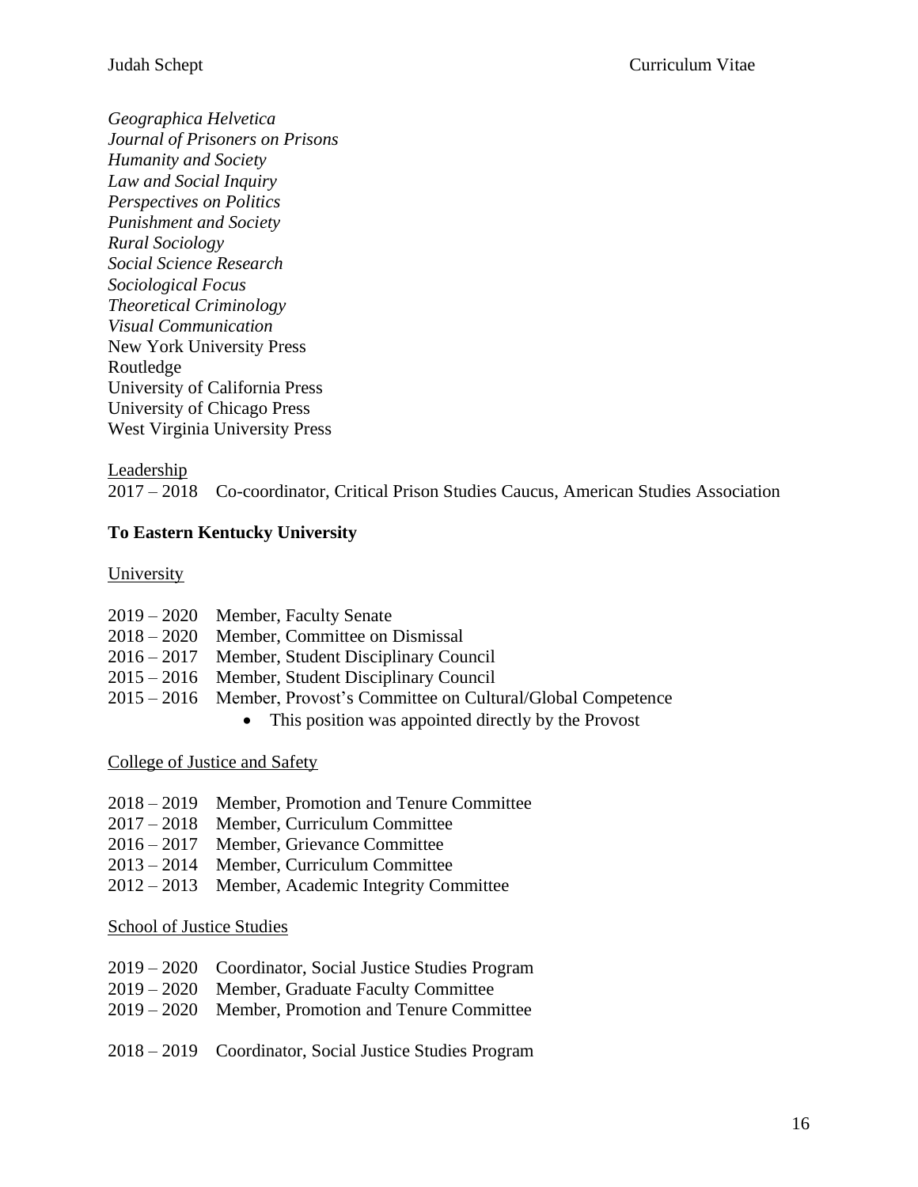*Geographica Helvetica*
*Journal of Prisoners on Prisons*
*Humanity and Society*
*Law and Social Inquiry*
*Perspectives on Politics*
*Punishment and Society*
*Rural Sociology*
*Social Science Research*
*Sociological Focus*
*Theoretical Criminology*
*Visual Communication*
New York University Press
Routledge
University of California Press
University of Chicago Press
West Virginia University Press

Leadership

2017 – 2018 Co-coordinator, Critical Prison Studies Caucus, American Studies Association

**To Eastern Kentucky University**

University

2019 – 2020 Member, Faculty Senate
2018 – 2020 Member, Committee on Dismissal
2016 – 2017 Member, Student Disciplinary Council
2015 – 2016 Member, Student Disciplinary Council
2015 – 2016 Member, Provost's Committee on Cultural/Global Competence

- This position was appointed directly by the Provost

College of Justice and Safety

2018 – 2019 Member, Promotion and Tenure Committee
2017 – 2018 Member, Curriculum Committee
2016 – 2017 Member, Grievance Committee
2013 – 2014 Member, Curriculum Committee
2012 – 2013 Member, Academic Integrity Committee

School of Justice Studies

2019 – 2020 Coordinator, Social Justice Studies Program
2019 – 2020 Member, Graduate Faculty Committee
2019 – 2020 Member, Promotion and Tenure Committee

2018 – 2019 Coordinator, Social Justice Studies Program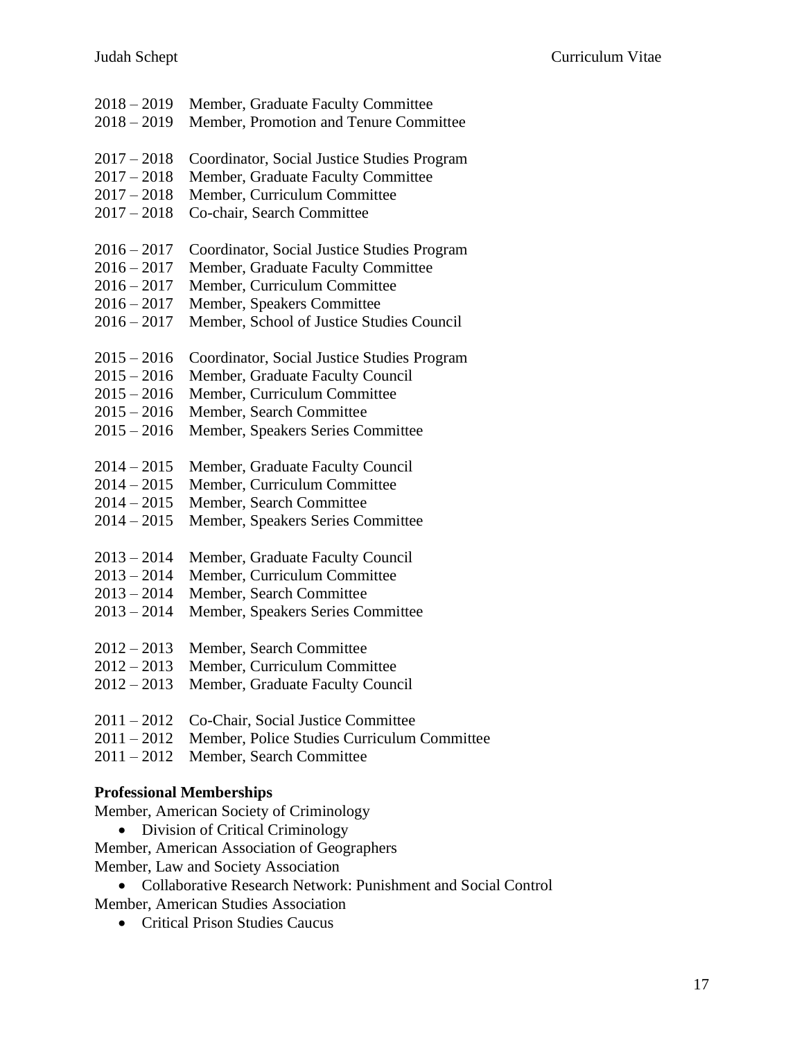2018 – 2019 Member, Graduate Faculty Committee
2018 – 2019 Member, Promotion and Tenure Committee

2017 – 2018 Coordinator, Social Justice Studies Program
2017 – 2018 Member, Graduate Faculty Committee
2017 – 2018 Member, Curriculum Committee
2017 – 2018 Co-chair, Search Committee

2016 – 2017 Coordinator, Social Justice Studies Program
2016 – 2017 Member, Graduate Faculty Committee
2016 – 2017 Member, Curriculum Committee
2016 – 2017 Member, Speakers Committee
2016 – 2017 Member, School of Justice Studies Council

2015 – 2016 Coordinator, Social Justice Studies Program
2015 – 2016 Member, Graduate Faculty Council
2015 – 2016 Member, Curriculum Committee
2015 – 2016 Member, Search Committee
2015 – 2016 Member, Speakers Series Committee

2014 – 2015 Member, Graduate Faculty Council
2014 – 2015 Member, Curriculum Committee
2014 – 2015 Member, Search Committee
2014 – 2015 Member, Speakers Series Committee

2013 – 2014 Member, Graduate Faculty Council
2013 – 2014 Member, Curriculum Committee
2013 – 2014 Member, Search Committee
2013 – 2014 Member, Speakers Series Committee

2012 – 2013 Member, Search Committee
2012 – 2013 Member, Curriculum Committee
2012 – 2013 Member, Graduate Faculty Council

2011 – 2012 Co-Chair, Social Justice Committee
2011 – 2012 Member, Police Studies Curriculum Committee
2011 – 2012 Member, Search Committee

**Professional Memberships**

Member, American Society of Criminology
- Division of Critical Criminology

Member, American Association of Geographers
Member, Law and Society Association
- Collaborative Research Network: Punishment and Social Control

Member, American Studies Association
- Critical Prison Studies Caucus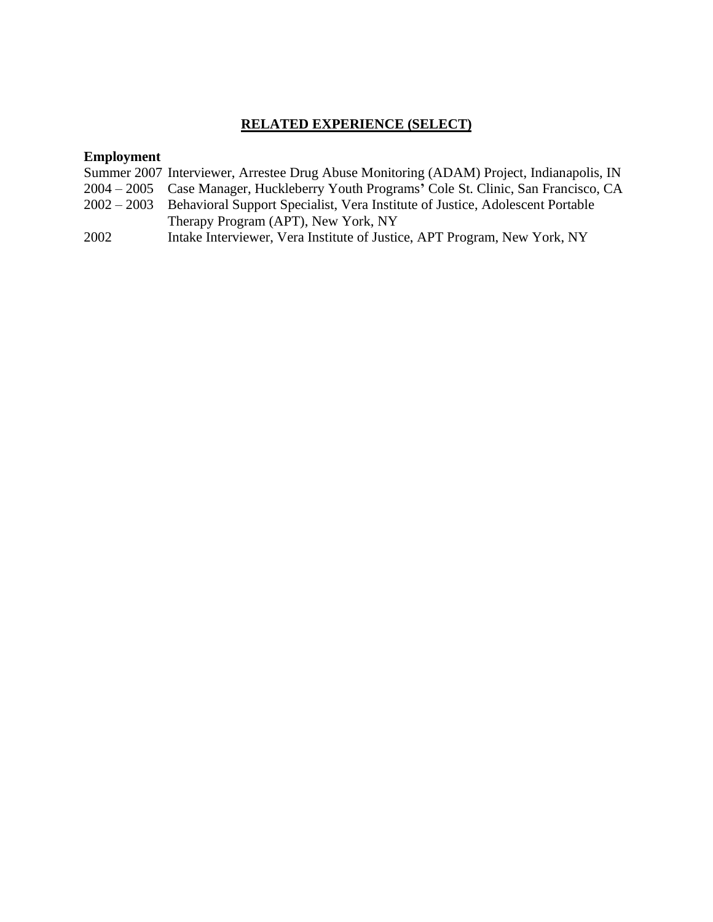## RELATED EXPERIENCE (SELECT)

**Employment**

| | |
|---|---|
| Summer 2007 | Interviewer, Arrestee Drug Abuse Monitoring (ADAM) Project, Indianapolis, IN |
| 2004 – 2005 | Case Manager, Huckleberry Youth Programs' Cole St. Clinic, San Francisco, CA |
| 2002 – 2003 | Behavioral Support Specialist, Vera Institute of Justice, Adolescent Portable Therapy Program (APT), New York, NY |
| 2002 | Intake Interviewer, Vera Institute of Justice, APT Program, New York, NY |